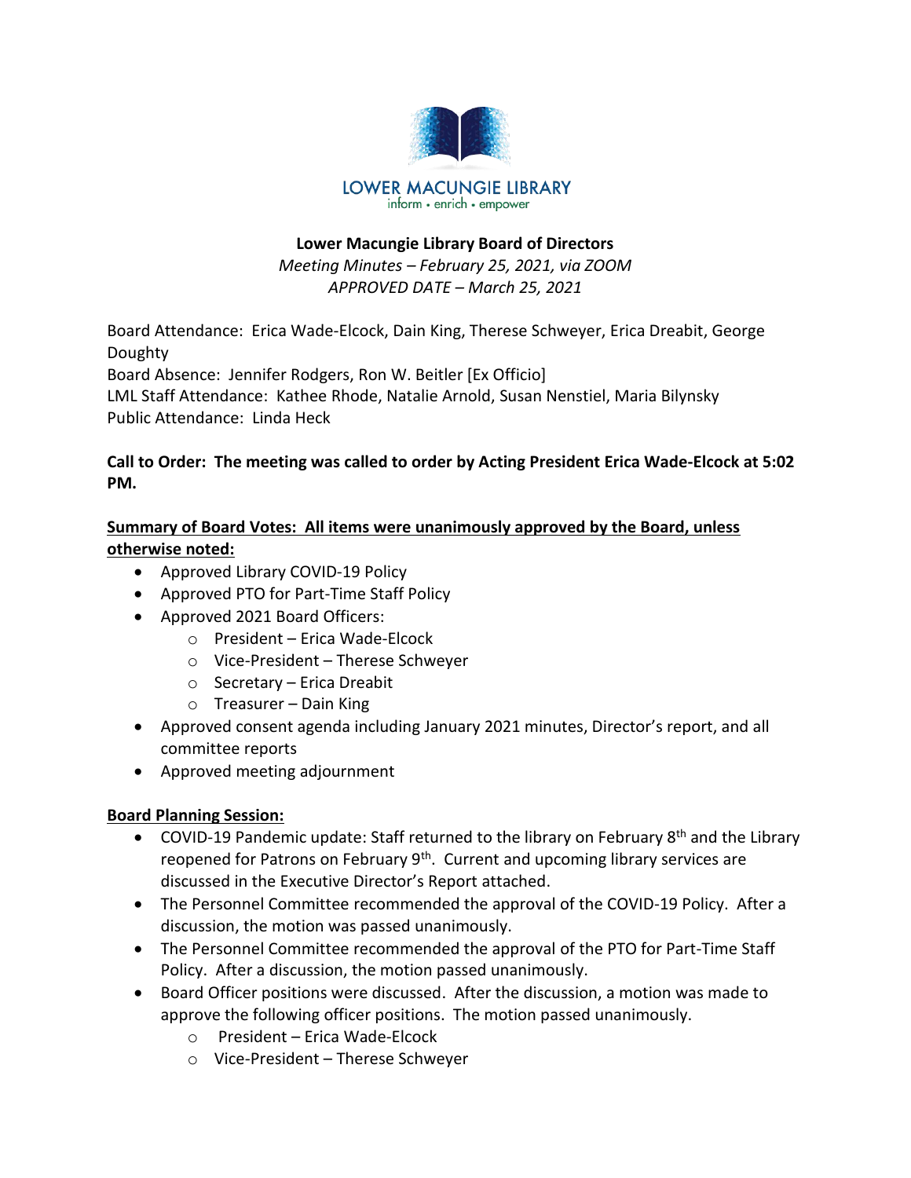LOWER MACUNGIE LIBRARY
inform • enrich • empower

**Lower Macungie Library Board of Directors**

*Meeting Minutes – February 25, 2021, via ZOOM*
*APPROVED DATE – March 25, 2021*

Board Attendance: Erica Wade-Elcock, Dain King, Therese Schweyer, Erica Dreabit, George Doughty
Board Absence: Jennifer Rodgers, Ron W. Beitler [Ex Officio]
LML Staff Attendance: Kathee Rhode, Natalie Arnold, Susan Nenstiel, Maria Bilynsky
Public Attendance: Linda Heck

**Call to Order: The meeting was called to order by Acting President Erica Wade-Elcock at 5:02 PM.**

**Summary of Board Votes: All items were unanimously approved by the Board, unless otherwise noted:**

- Approved Library COVID-19 Policy
- Approved PTO for Part-Time Staff Policy
- Approved 2021 Board Officers:
  - President – Erica Wade-Elcock
  - Vice-President – Therese Schweyer
  - Secretary – Erica Dreabit
  - Treasurer – Dain King
- Approved consent agenda including January 2021 minutes, Director's report, and all committee reports
- Approved meeting adjournment

**Board Planning Session:**

- COVID-19 Pandemic update: Staff returned to the library on February 8th and the Library reopened for Patrons on February 9th. Current and upcoming library services are discussed in the Executive Director's Report attached.
- The Personnel Committee recommended the approval of the COVID-19 Policy. After a discussion, the motion was passed unanimously.
- The Personnel Committee recommended the approval of the PTO for Part-Time Staff Policy. After a discussion, the motion passed unanimously.
- Board Officer positions were discussed. After the discussion, a motion was made to approve the following officer positions. The motion passed unanimously.
  - President – Erica Wade-Elcock
  - Vice-President – Therese Schweyer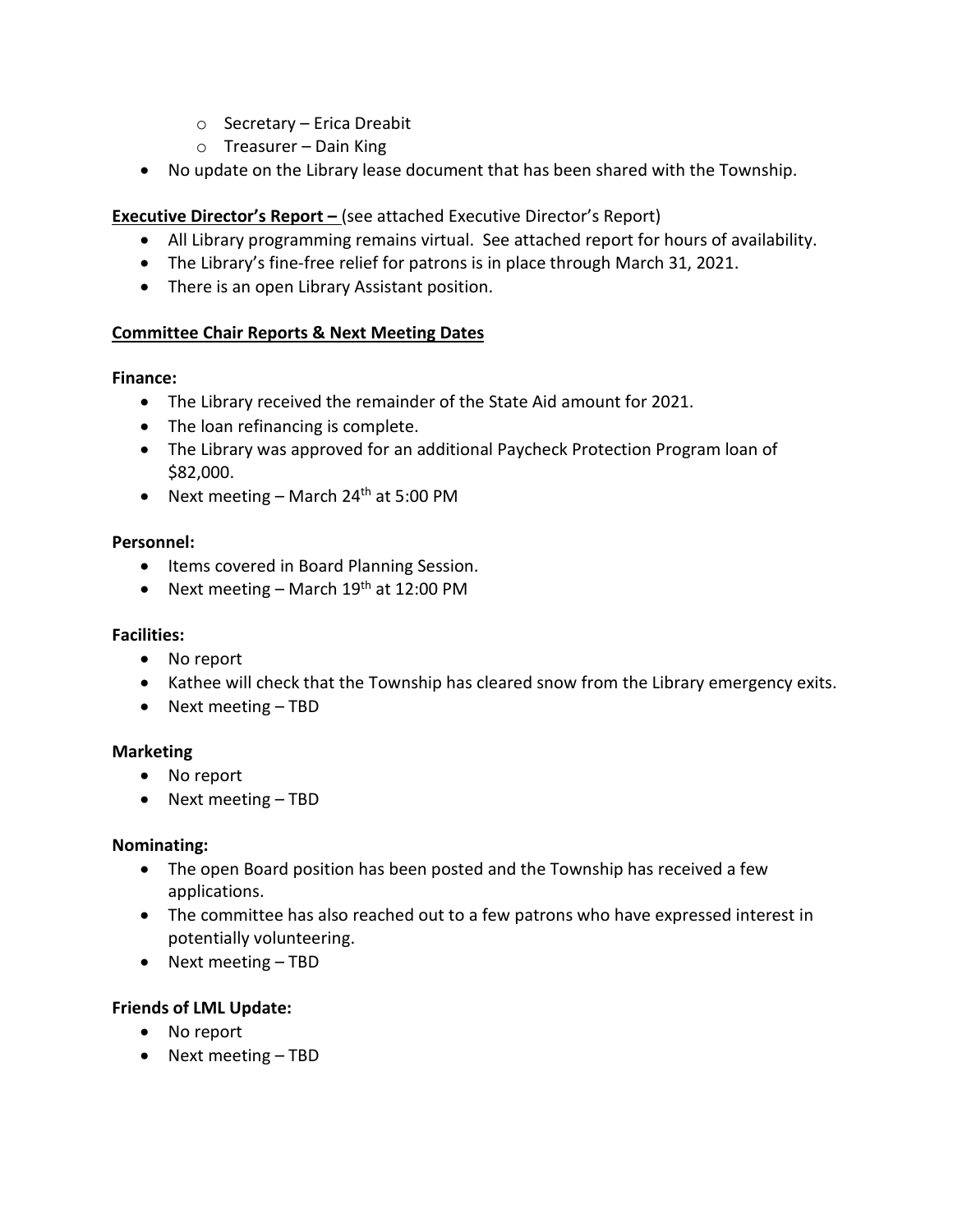- Secretary – Erica Dreabit
  - Treasurer – Dain King
- No update on the Library lease document that has been shared with the Township.

**<u>Executive Director's Report –</u>** (see attached Executive Director's Report)

- All Library programming remains virtual. See attached report for hours of availability.
- The Library's fine-free relief for patrons is in place through March 31, 2021.
- There is an open Library Assistant position.

**<u>Committee Chair Reports & Next Meeting Dates</u>**

**Finance:**

- The Library received the remainder of the State Aid amount for 2021.
- The loan refinancing is complete.
- The Library was approved for an additional Paycheck Protection Program loan of $82,000.
- Next meeting – March 24th at 5:00 PM

**Personnel:**

- Items covered in Board Planning Session.
- Next meeting – March 19th at 12:00 PM

**Facilities:**

- No report
- Kathee will check that the Township has cleared snow from the Library emergency exits.
- Next meeting – TBD

**Marketing**

- No report
- Next meeting – TBD

**Nominating:**

- The open Board position has been posted and the Township has received a few applications.
- The committee has also reached out to a few patrons who have expressed interest in potentially volunteering.
- Next meeting – TBD

**Friends of LML Update:**

- No report
- Next meeting – TBD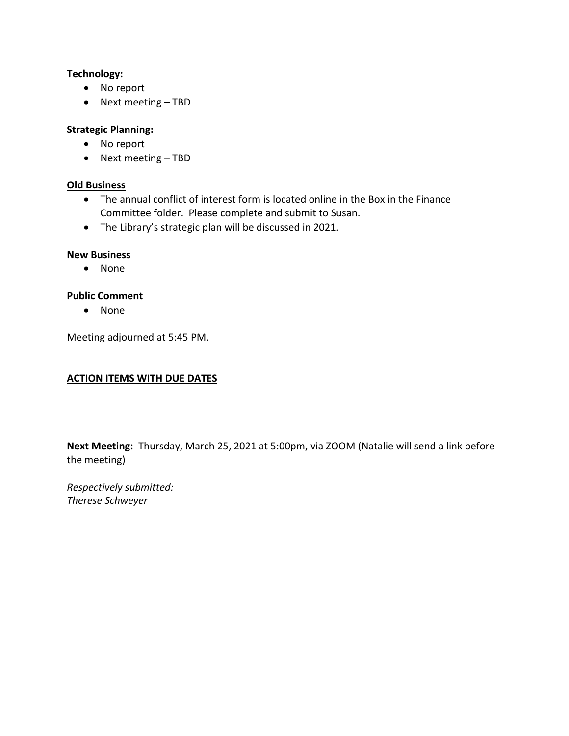**Technology:**

- No report
- Next meeting – TBD

**Strategic Planning:**

- No report
- Next meeting – TBD

**Old Business**

- The annual conflict of interest form is located online in the Box in the Finance Committee folder. Please complete and submit to Susan.
- The Library's strategic plan will be discussed in 2021.

**New Business**

- None

**Public Comment**

- None

Meeting adjourned at 5:45 PM.

**ACTION ITEMS WITH DUE DATES**

**Next Meeting:** Thursday, March 25, 2021 at 5:00pm, via ZOOM (Natalie will send a link before the meeting)

*Respectively submitted:*
*Therese Schweyer*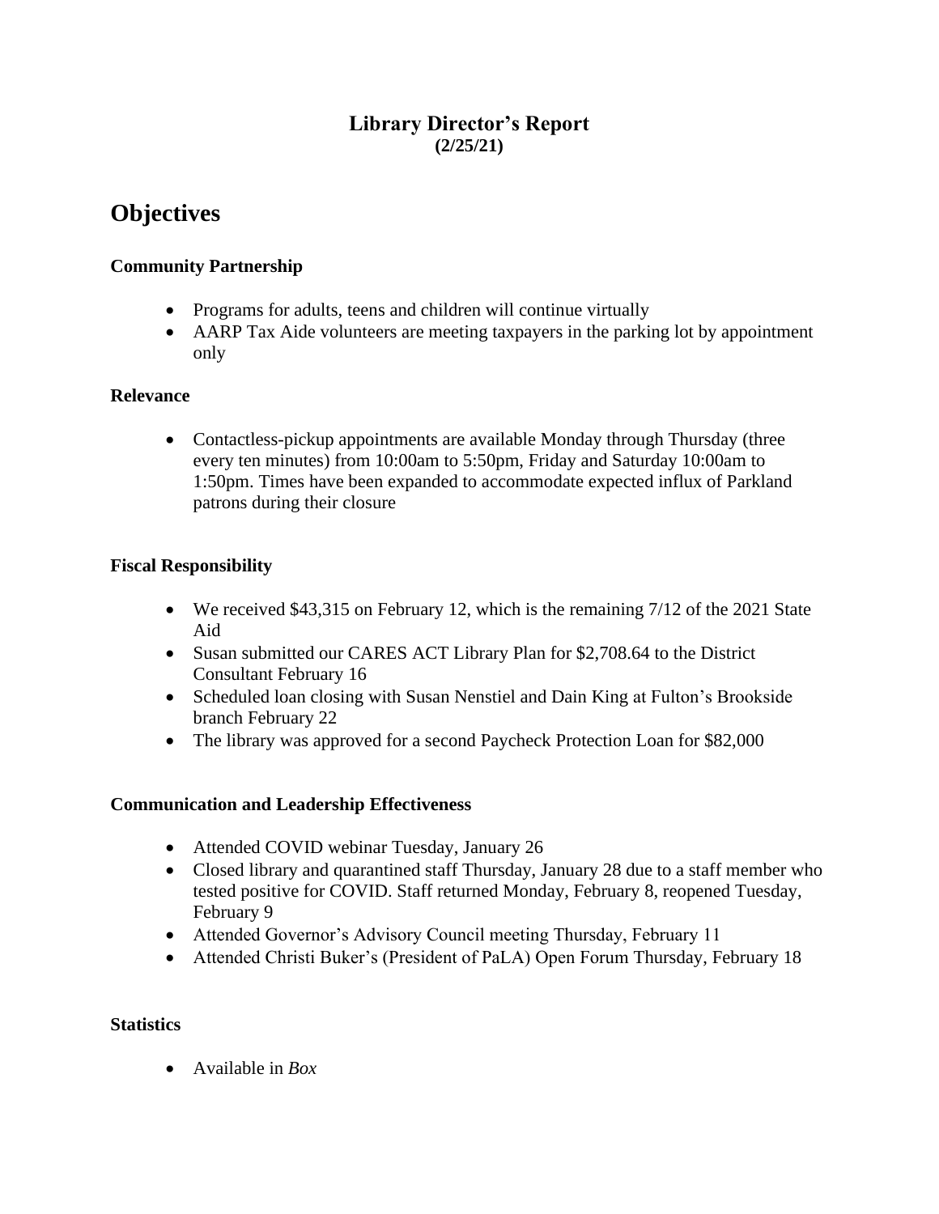# Library Director's Report
**(2/25/21)**

## Objectives

### Community Partnership

- Programs for adults, teens and children will continue virtually
- AARP Tax Aide volunteers are meeting taxpayers in the parking lot by appointment only

### Relevance

- Contactless-pickup appointments are available Monday through Thursday (three every ten minutes) from 10:00am to 5:50pm, Friday and Saturday 10:00am to 1:50pm. Times have been expanded to accommodate expected influx of Parkland patrons during their closure

### Fiscal Responsibility

- We received $43,315 on February 12, which is the remaining 7/12 of the 2021 State Aid
- Susan submitted our CARES ACT Library Plan for $2,708.64 to the District Consultant February 16
- Scheduled loan closing with Susan Nenstiel and Dain King at Fulton's Brookside branch February 22
- The library was approved for a second Paycheck Protection Loan for $82,000

### Communication and Leadership Effectiveness

- Attended COVID webinar Tuesday, January 26
- Closed library and quarantined staff Thursday, January 28 due to a staff member who tested positive for COVID. Staff returned Monday, February 8, reopened Tuesday, February 9
- Attended Governor's Advisory Council meeting Thursday, February 11
- Attended Christi Buker's (President of PaLA) Open Forum Thursday, February 18

### Statistics

- Available in *Box*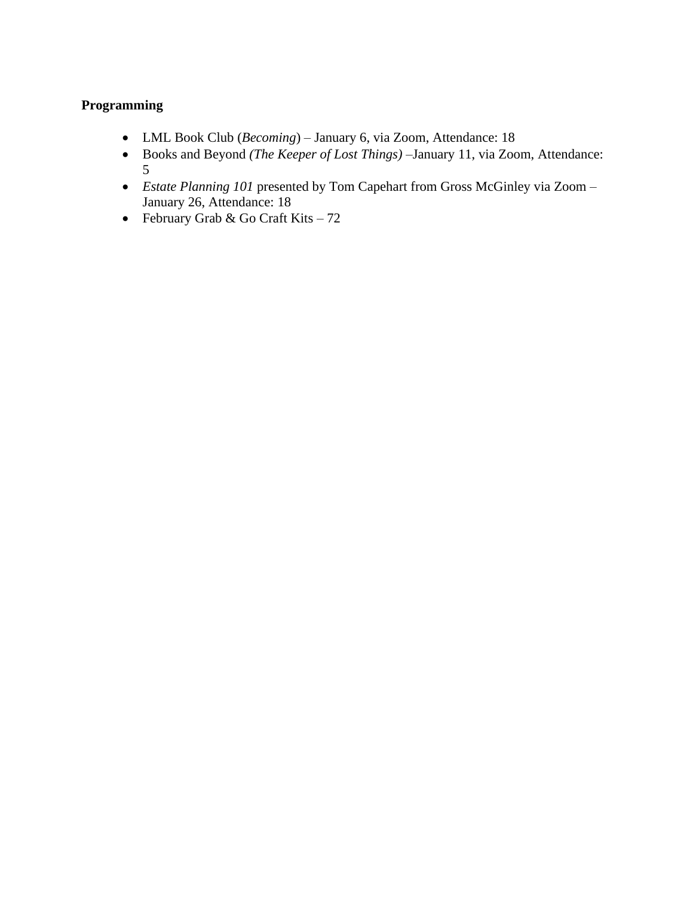**Programming**

- LML Book Club (*Becoming*) – January 6, via Zoom, Attendance: 18
- Books and Beyond *(The Keeper of Lost Things)* –January 11, via Zoom, Attendance: 5
- *Estate Planning 101* presented by Tom Capehart from Gross McGinley via Zoom – January 26, Attendance: 18
- February Grab & Go Craft Kits – 72